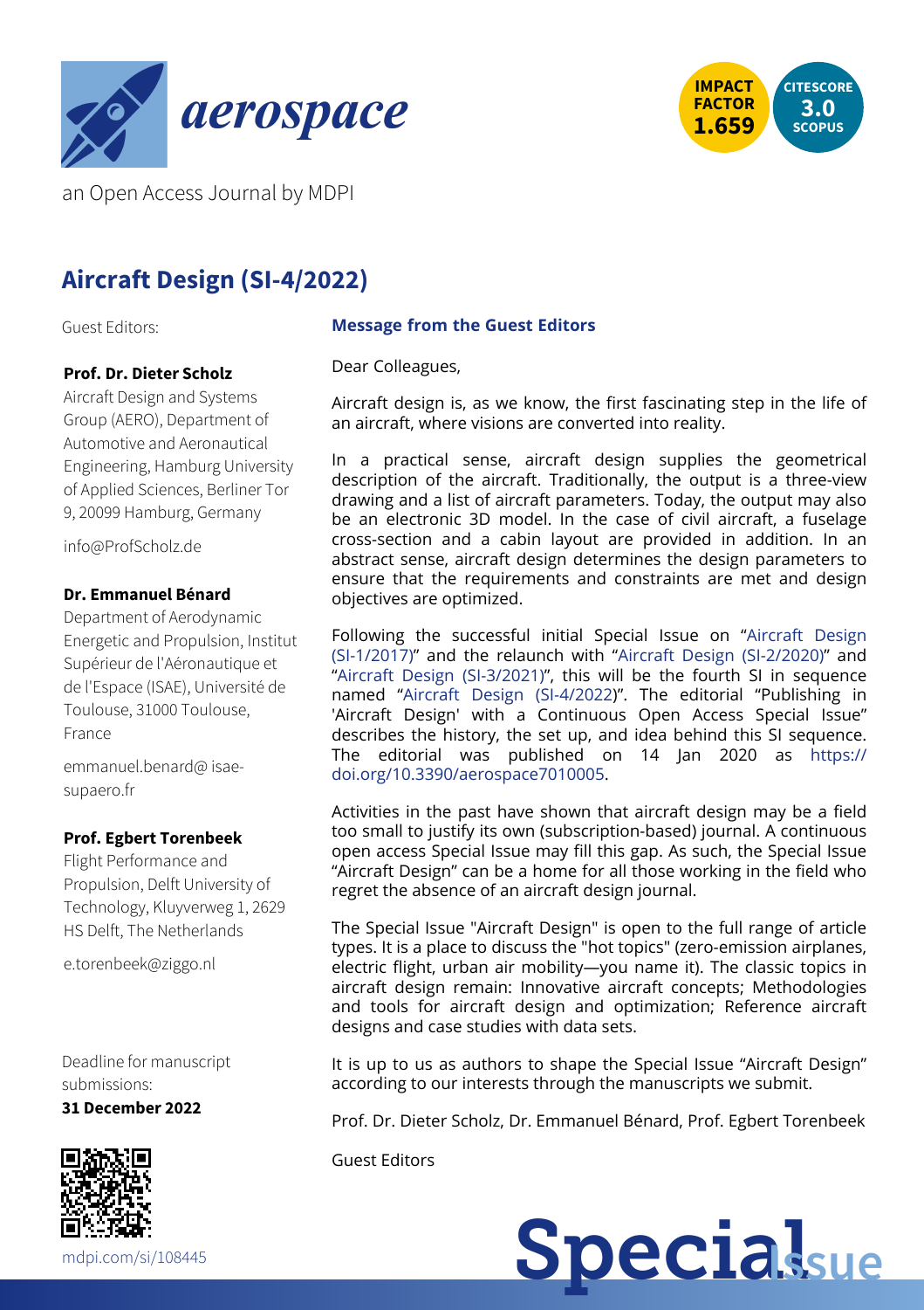# aerospace

an Open Access Journal by MDPI

**IMPACT FACTOR 1.659**

**CITESCORE 3.0 SCOPUS**

## Aircraft Design (SI-4/2022)

Guest Editors:

**Prof. Dr. Dieter Scholz**
Aircraft Design and Systems Group (AERO), Department of Automotive and Aeronautical Engineering, Hamburg University of Applied Sciences, Berliner Tor 9, 20099 Hamburg, Germany

info@ProfScholz.de

**Dr. Emmanuel Bénard**
Department of Aerodynamic Energetic and Propulsion, Institut Supérieur de l'Aéronautique et de l'Espace (ISAE), Université de Toulouse, 31000 Toulouse, France

emmanuel.benard@ isae-supaero.fr

**Prof. Egbert Torenbeek**
Flight Performance and Propulsion, Delft University of Technology, Kluyverweg 1, 2629 HS Delft, The Netherlands

e.torenbeek@ziggo.nl

Deadline for manuscript submissions:
**31 December 2022**

mdpi.com/si/108445

### Message from the Guest Editors

Dear Colleagues,

Aircraft design is, as we know, the first fascinating step in the life of an aircraft, where visions are converted into reality.

In a practical sense, aircraft design supplies the geometrical description of the aircraft. Traditionally, the output is a three-view drawing and a list of aircraft parameters. Today, the output may also be an electronic 3D model. In the case of civil aircraft, a fuselage cross-section and a cabin layout are provided in addition. In an abstract sense, aircraft design determines the design parameters to ensure that the requirements and constraints are met and design objectives are optimized.

Following the successful initial Special Issue on "Aircraft Design (SI-1/2017)" and the relaunch with "Aircraft Design (SI-2/2020)" and "Aircraft Design (SI-3/2021)", this will be the fourth SI in sequence named "Aircraft Design (SI-4/2022)". The editorial "Publishing in 'Aircraft Design' with a Continuous Open Access Special Issue" describes the history, the set up, and idea behind this SI sequence. The editorial was published on 14 Jan 2020 as https://doi.org/10.3390/aerospace7010005.

Activities in the past have shown that aircraft design may be a field too small to justify its own (subscription-based) journal. A continuous open access Special Issue may fill this gap. As such, the Special Issue "Aircraft Design" can be a home for all those working in the field who regret the absence of an aircraft design journal.

The Special Issue "Aircraft Design" is open to the full range of article types. It is a place to discuss the "hot topics" (zero-emission airplanes, electric flight, urban air mobility—you name it). The classic topics in aircraft design remain: Innovative aircraft concepts; Methodologies and tools for aircraft design and optimization; Reference aircraft designs and case studies with data sets.

It is up to us as authors to shape the Special Issue "Aircraft Design" according to our interests through the manuscripts we submit.

Prof. Dr. Dieter Scholz, Dr. Emmanuel Bénard, Prof. Egbert Torenbeek

Guest Editors

**Special Issue**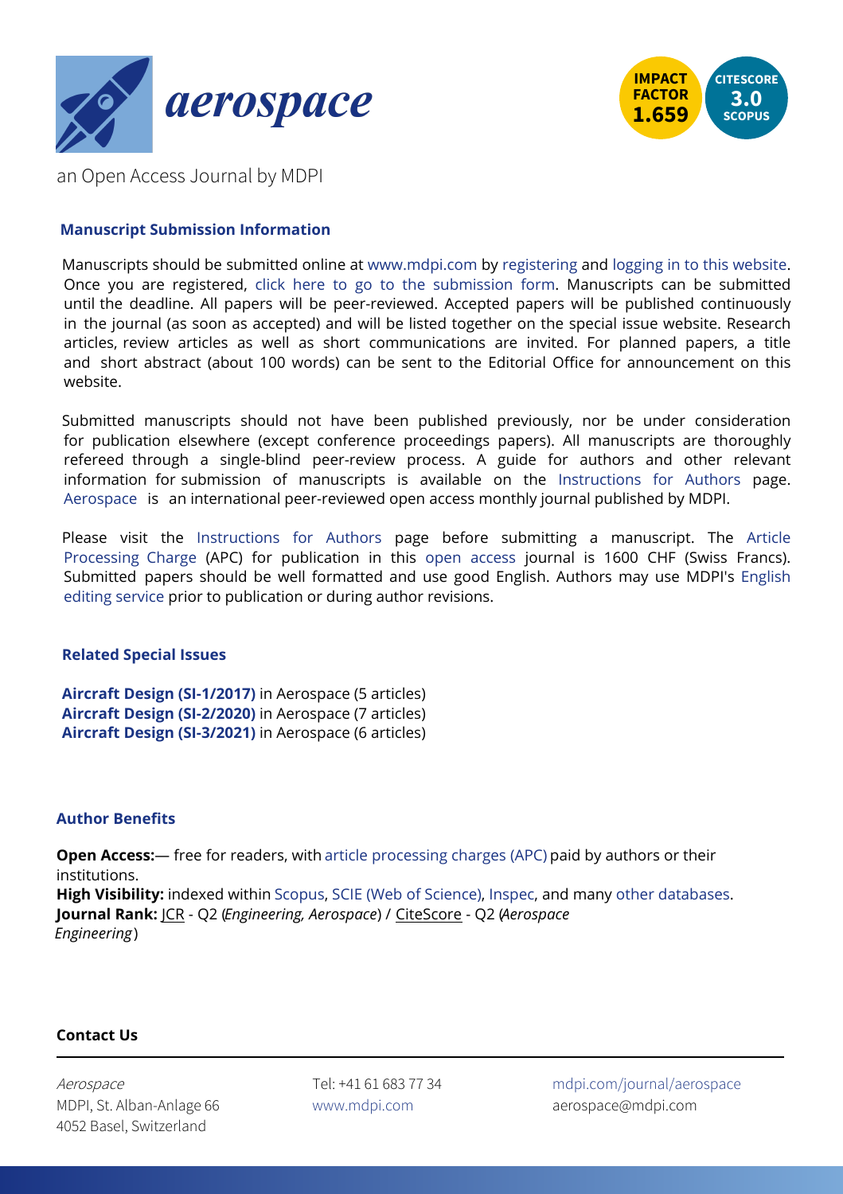**aerospace**

IMPACT FACTOR 1.659

CITESCORE 3.0 SCOPUS

an Open Access Journal by MDPI

## Manuscript Submission Information

Manuscripts should be submitted online at www.mdpi.com by registering and logging in to this website. Once you are registered, click here to go to the submission form. Manuscripts can be submitted until the deadline. All papers will be peer-reviewed. Accepted papers will be published continuously in the journal (as soon as accepted) and will be listed together on the special issue website. Research articles, review articles as well as short communications are invited. For planned papers, a title and short abstract (about 100 words) can be sent to the Editorial Office for announcement on this website.

Submitted manuscripts should not have been published previously, nor be under consideration for publication elsewhere (except conference proceedings papers). All manuscripts are thoroughly refereed through a single-blind peer-review process. A guide for authors and other relevant information for submission of manuscripts is available on the Instructions for Authors page. Aerospace is an international peer-reviewed open access monthly journal published by MDPI.

Please visit the Instructions for Authors page before submitting a manuscript. The Article Processing Charge (APC) for publication in this open access journal is 1600 CHF (Swiss Francs). Submitted papers should be well formatted and use good English. Authors may use MDPI's English editing service prior to publication or during author revisions.

## Related Special Issues

**Aircraft Design (SI-1/2017)** in Aerospace (5 articles)
**Aircraft Design (SI-2/2020)** in Aerospace (7 articles)
**Aircraft Design (SI-3/2021)** in Aerospace (6 articles)

## Author Benefits

**Open Access:**— free for readers, with article processing charges (APC) paid by authors or their institutions.
**High Visibility:** indexed within Scopus, SCIE (Web of Science), Inspec, and many other databases.
**Journal Rank:** JCR - Q2 (*Engineering, Aerospace*) / CiteScore - Q2 (*Aerospace Engineering*)

## Contact Us

*Aerospace*
MDPI, St. Alban-Anlage 66
4052 Basel, Switzerland

Tel: +41 61 683 77 34
www.mdpi.com

mdpi.com/journal/aerospace
aerospace@mdpi.com